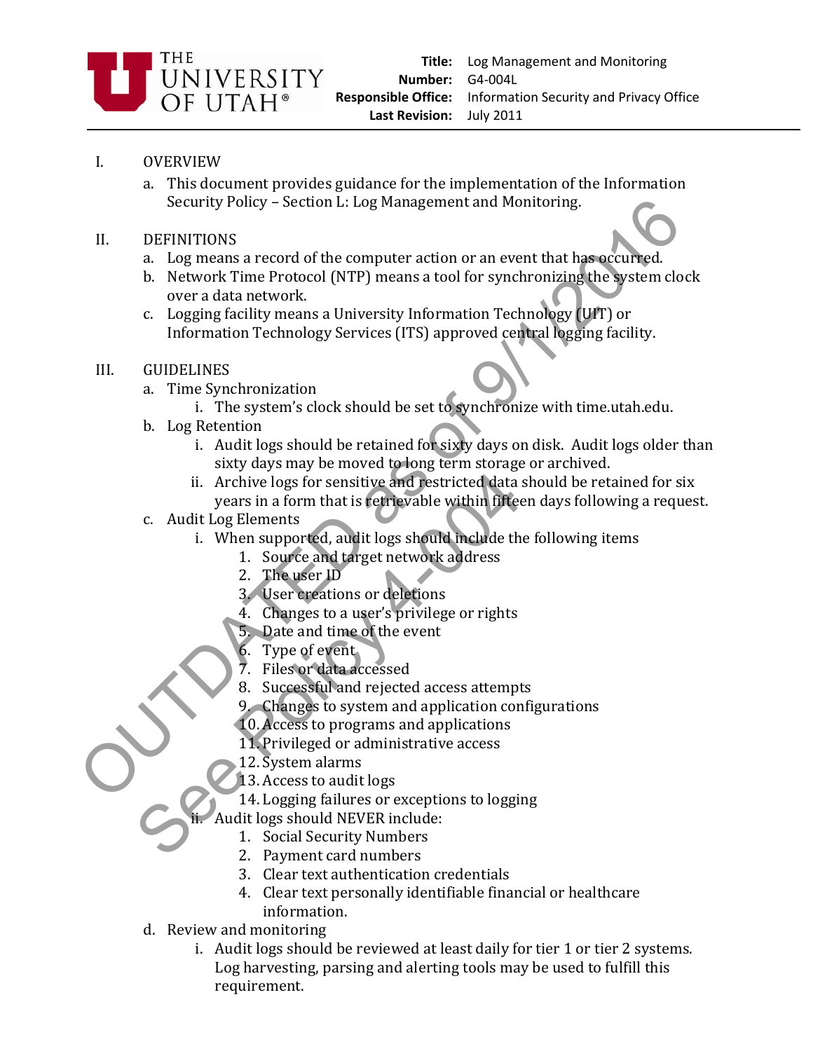THE UNIVERSITY OF UTAH®

**Title:** Log Management and Monitoring
**Number:** G4-004L
**Responsible Office:** Information Security and Privacy Office
**Last Revision:** July 2011

OUTDATED as of 9/1/2016 See Policy 4-004

I. OVERVIEW

a. This document provides guidance for the implementation of the Information Security Policy – Section L: Log Management and Monitoring.

II. DEFINITIONS

a. Log means a record of the computer action or an event that has occurred.
b. Network Time Protocol (NTP) means a tool for synchronizing the system clock over a data network.
c. Logging facility means a University Information Technology (UIT) or Information Technology Services (ITS) approved central logging facility.

III. GUIDELINES

a. Time Synchronization
   i. The system's clock should be set to synchronize with time.utah.edu.
b. Log Retention
   i. Audit logs should be retained for sixty days on disk. Audit logs older than sixty days may be moved to long term storage or archived.
   ii. Archive logs for sensitive and restricted data should be retained for six years in a form that is retrievable within fifteen days following a request.
c. Audit Log Elements
   i. When supported, audit logs should include the following items
      1. Source and target network address
      2. The user ID
      3. User creations or deletions
      4. Changes to a user's privilege or rights
      5. Date and time of the event
      6. Type of event
      7. Files or data accessed
      8. Successful and rejected access attempts
      9. Changes to system and application configurations
      10. Access to programs and applications
      11. Privileged or administrative access
      12. System alarms
      13. Access to audit logs
      14. Logging failures or exceptions to logging
   ii. Audit logs should NEVER include:
      1. Social Security Numbers
      2. Payment card numbers
      3. Clear text authentication credentials
      4. Clear text personally identifiable financial or healthcare information.
d. Review and monitoring
   i. Audit logs should be reviewed at least daily for tier 1 or tier 2 systems. Log harvesting, parsing and alerting tools may be used to fulfill this requirement.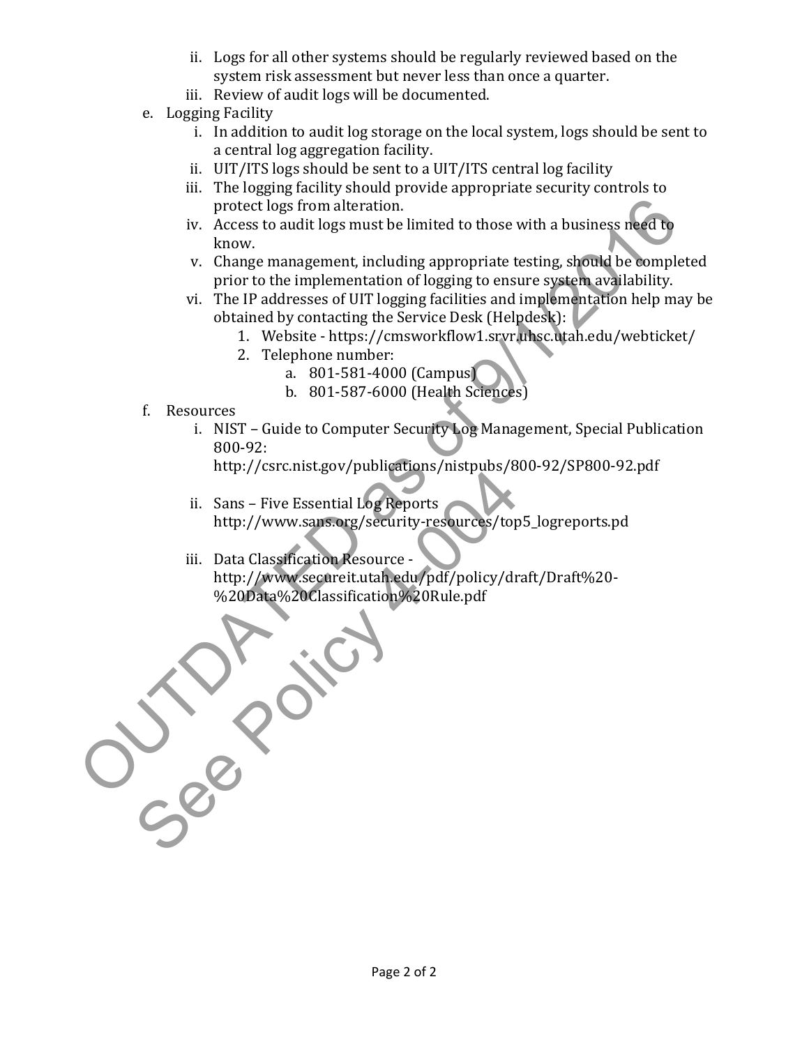ii. Logs for all other systems should be regularly reviewed based on the system risk assessment but never less than once a quarter.

iii. Review of audit logs will be documented.

e. Logging Facility

   i. In addition to audit log storage on the local system, logs should be sent to a central log aggregation facility.

   ii. UIT/ITS logs should be sent to a UIT/ITS central log facility

   iii. The logging facility should provide appropriate security controls to protect logs from alteration.

   iv. Access to audit logs must be limited to those with a business need to know.

   v. Change management, including appropriate testing, should be completed prior to the implementation of logging to ensure system availability.

   vi. The IP addresses of UIT logging facilities and implementation help may be obtained by contacting the Service Desk (Helpdesk):

      1. Website - https://cmsworkflow1.srvr.uhsc.utah.edu/webticket/
      2. Telephone number:
         a. 801-581-4000 (Campus)
         b. 801-587-6000 (Health Sciences)

f. Resources

   i. NIST – Guide to Computer Security Log Management, Special Publication 800-92:
   http://csrc.nist.gov/publications/nistpubs/800-92/SP800-92.pdf

   ii. Sans – Five Essential Log Reports
   http://www.sans.org/security-resources/top5_logreports.pd

   iii. Data Classification Resource -
   http://www.secureit.utah.edu/pdf/policy/draft/Draft%20-%20Data%20Classification%20Rule.pdf

OUTDATED as of 9/1/2016
See Policy 4-004